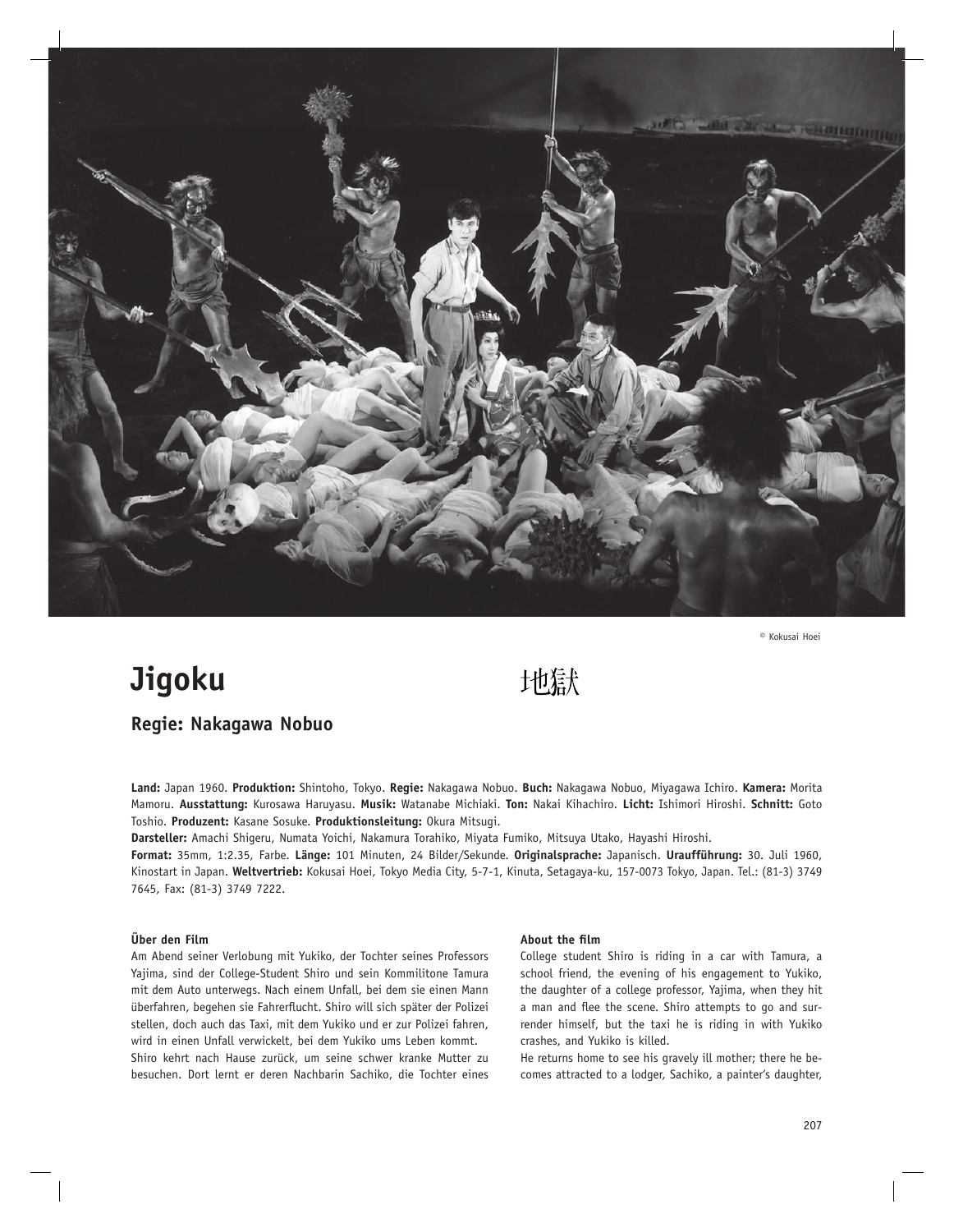© Kokusai Hoei

# Jigoku

地獄

## Regie: Nakagawa Nobuo

**Land:** Japan 1960. **Produktion:** Shintoho, Tokyo. **Regie:** Nakagawa Nobuo. **Buch:** Nakagawa Nobuo, Miyagawa Ichiro. **Kamera:** Morita Mamoru. **Ausstattung:** Kurosawa Haruyasu. **Musik:** Watanabe Michiaki. **Ton:** Nakai Kihachiro. **Licht:** Ishimori Hiroshi. **Schnitt:** Goto Toshio. **Produzent:** Kasane Sosuke. **Produktionsleitung:** Okura Mitsugi.

**Darsteller:** Amachi Shigeru, Numata Yoichi, Nakamura Torahiko, Miyata Fumiko, Mitsuya Utako, Hayashi Hiroshi.

**Format:** 35mm, 1:2.35, Farbe. **Länge:** 101 Minuten, 24 Bilder/Sekunde. **Originalsprache:** Japanisch. **Uraufführung:** 30. Juli 1960, Kinostart in Japan. **Weltvertrieb:** Kokusai Hoei, Tokyo Media City, 5-7-1, Kinuta, Setagaya-ku, 157-0073 Tokyo, Japan. Tel.: (81-3) 3749 7645, Fax: (81-3) 3749 7222.

### Über den Film

Am Abend seiner Verlobung mit Yukiko, der Tochter seines Professors Yajima, sind der College-Student Shiro und sein Kommilitone Tamura mit dem Auto unterwegs. Nach einem Unfall, bei dem sie einen Mann überfahren, begehen sie Fahrerflucht. Shiro will sich später der Polizei stellen, doch auch das Taxi, mit dem Yukiko und er zur Polizei fahren, wird in einen Unfall verwickelt, bei dem Yukiko ums Leben kommt.

Shiro kehrt nach Hause zurück, um seine schwer kranke Mutter zu besuchen. Dort lernt er deren Nachbarin Sachiko, die Tochter eines

### About the film

College student Shiro is riding in a car with Tamura, a school friend, the evening of his engagement to Yukiko, the daughter of a college professor, Yajima, when they hit a man and flee the scene. Shiro attempts to go and surrender himself, but the taxi he is riding in with Yukiko crashes, and Yukiko is killed.

He returns home to see his gravely ill mother; there he becomes attracted to a lodger, Sachiko, a painter's daughter,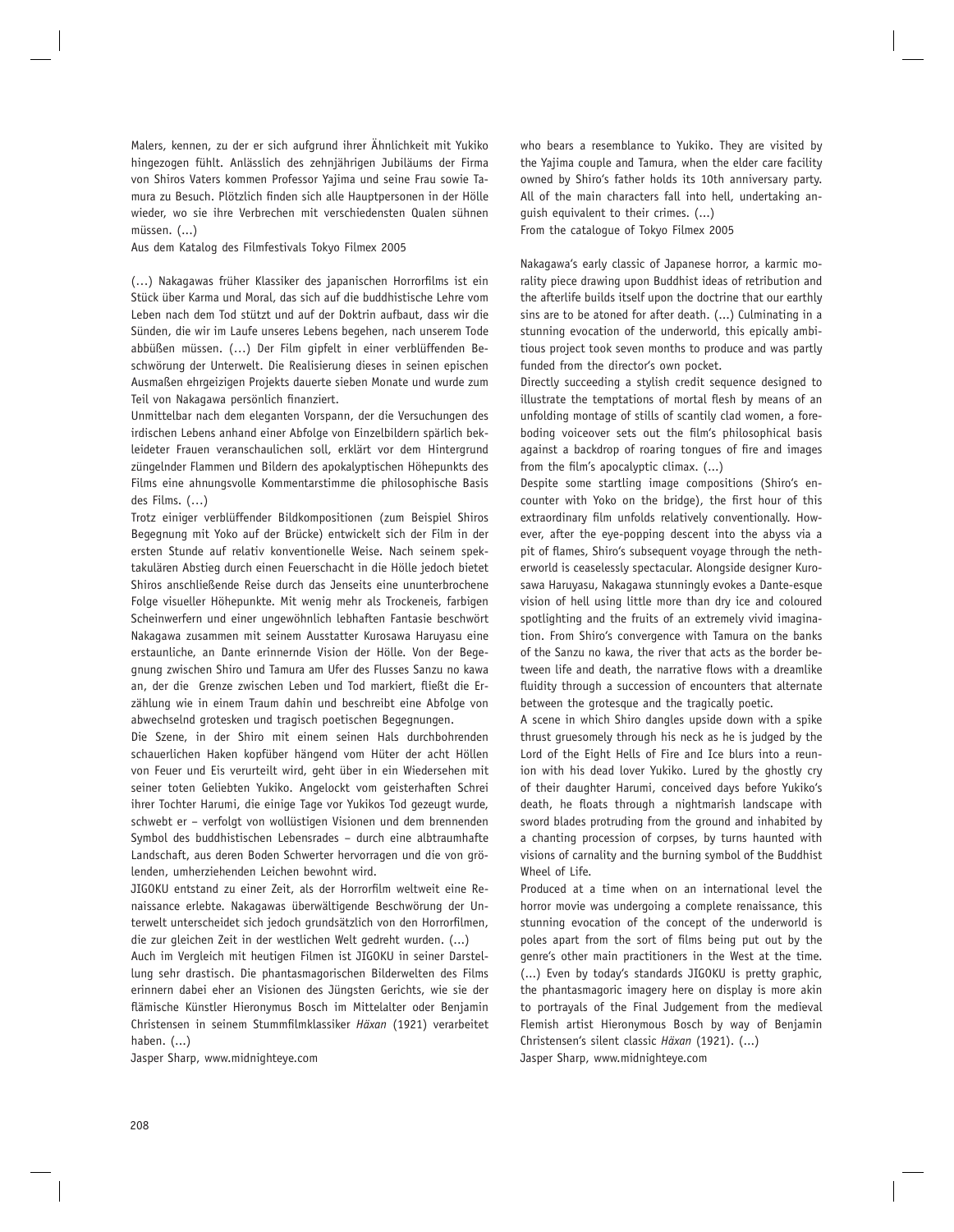Malers, kennen, zu der er sich aufgrund ihrer Ähnlichkeit mit Yukiko hingezogen fühlt. Anlässlich des zehnjährigen Jubiläums der Firma von Shiros Vaters kommen Professor Yajima und seine Frau sowie Tamura zu Besuch. Plötzlich finden sich alle Hauptpersonen in der Hölle wieder, wo sie ihre Verbrechen mit verschiedensten Qualen sühnen müssen. (…)

Aus dem Katalog des Filmfestivals Tokyo Filmex 2005

(…) Nakagawas früher Klassiker des japanischen Horrorfilms ist ein Stück über Karma und Moral, das sich auf die buddhistische Lehre vom Leben nach dem Tod stützt und auf der Doktrin aufbaut, dass wir die Sünden, die wir im Laufe unseres Lebens begehen, nach unserem Tode abbüßen müssen. (…) Der Film gipfelt in einer verblüffenden Beschwörung der Unterwelt. Die Realisierung dieses in seinen epischen Ausmaßen ehrgeizigen Projekts dauerte sieben Monate und wurde zum Teil von Nakagawa persönlich finanziert.

Unmittelbar nach dem eleganten Vorspann, der die Versuchungen des irdischen Lebens anhand einer Abfolge von Einzelbildern spärlich bekleideter Frauen veranschaulichen soll, erklärt vor dem Hintergrund züngelnder Flammen und Bildern des apokalyptischen Höhepunkts des Films eine ahnungsvolle Kommentarstimme die philosophische Basis des Films. (…)

Trotz einiger verblüffender Bildkompositionen (zum Beispiel Shiros Begegnung mit Yoko auf der Brücke) entwickelt sich der Film in der ersten Stunde auf relativ konventionelle Weise. Nach seinem spektakulären Abstieg durch einen Feuerschacht in die Hölle jedoch bietet Shiros anschließende Reise durch das Jenseits eine ununterbrochene Folge visueller Höhepunkte. Mit wenig mehr als Trockeneis, farbigen Scheinwerfern und einer ungewöhnlich lebhaften Fantasie beschwört Nakagawa zusammen mit seinem Ausstatter Kurosawa Haruyasu eine erstaunliche, an Dante erinnernde Vision der Hölle. Von der Begegnung zwischen Shiro und Tamura am Ufer des Flusses Sanzu no kawa an, der die Grenze zwischen Leben und Tod markiert, fließt die Erzählung wie in einem Traum dahin und beschreibt eine Abfolge von abwechselnd grotesken und tragisch poetischen Begegnungen.

Die Szene, in der Shiro mit einem seinen Hals durchbohrenden schauerlichen Haken kopfüber hängend vom Hüter der acht Höllen von Feuer und Eis verurteilt wird, geht über in ein Wiedersehen mit seiner toten Geliebten Yukiko. Angelockt vom geisterhaften Schrei ihrer Tochter Harumi, die einige Tage vor Yukikos Tod gezeugt wurde, schwebt er – verfolgt von wollüstigen Visionen und dem brennenden Symbol des buddhistischen Lebensrades – durch eine albtraumhafte Landschaft, aus deren Boden Schwerter hervorragen und die von grölenden, umherziehenden Leichen bewohnt wird.

JIGOKU entstand zu einer Zeit, als der Horrorfilm weltweit eine Renaissance erlebte. Nakagawas überwältigende Beschwörung der Unterwelt unterscheidet sich jedoch grundsätzlich von den Horrorfilmen, die zur gleichen Zeit in der westlichen Welt gedreht wurden. (…)

Auch im Vergleich mit heutigen Filmen ist JIGOKU in seiner Darstellung sehr drastisch. Die phantasmagorischen Bilderwelten des Films erinnern dabei eher an Visionen des Jüngsten Gerichts, wie sie der flämische Künstler Hieronymus Bosch im Mittelalter oder Benjamin Christensen in seinem Stummfilmklassiker *Häxan* (1921) verarbeitet haben. (…)

Jasper Sharp, www.midnighteye.com

who bears a resemblance to Yukiko. They are visited by the Yajima couple and Tamura, when the elder care facility owned by Shiro's father holds its 10th anniversary party. All of the main characters fall into hell, undertaking anguish equivalent to their crimes. (…)

From the catalogue of Tokyo Filmex 2005

Nakagawa's early classic of Japanese horror, a karmic morality piece drawing upon Buddhist ideas of retribution and the afterlife builds itself upon the doctrine that our earthly sins are to be atoned for after death. (…) Culminating in a stunning evocation of the underworld, this epically ambitious project took seven months to produce and was partly funded from the director's own pocket.

Directly succeeding a stylish credit sequence designed to illustrate the temptations of mortal flesh by means of an unfolding montage of stills of scantily clad women, a foreboding voiceover sets out the film's philosophical basis against a backdrop of roaring tongues of fire and images from the film's apocalyptic climax. (…)

Despite some startling image compositions (Shiro's encounter with Yoko on the bridge), the first hour of this extraordinary film unfolds relatively conventionally. However, after the eye-popping descent into the abyss via a pit of flames, Shiro's subsequent voyage through the netherworld is ceaselessly spectacular. Alongside designer Kurosawa Haruyasu, Nakagawa stunningly evokes a Dante-esque vision of hell using little more than dry ice and coloured spotlighting and the fruits of an extremely vivid imagination. From Shiro's convergence with Tamura on the banks of the Sanzu no kawa, the river that acts as the border between life and death, the narrative flows with a dreamlike fluidity through a succession of encounters that alternate between the grotesque and the tragically poetic.

A scene in which Shiro dangles upside down with a spike thrust gruesomely through his neck as he is judged by the Lord of the Eight Hells of Fire and Ice blurs into a reunion with his dead lover Yukiko. Lured by the ghostly cry of their daughter Harumi, conceived days before Yukiko's death, he floats through a nightmarish landscape with sword blades protruding from the ground and inhabited by a chanting procession of corpses, by turns haunted with visions of carnality and the burning symbol of the Buddhist Wheel of Life.

Produced at a time when on an international level the horror movie was undergoing a complete renaissance, this stunning evocation of the concept of the underworld is poles apart from the sort of films being put out by the genre's other main practitioners in the West at the time. (…) Even by today's standards JIGOKU is pretty graphic, the phantasmagoric imagery here on display is more akin to portrayals of the Final Judgement from the medieval Flemish artist Hieronymous Bosch by way of Benjamin Christensen's silent classic *Häxan* (1921). (…)

Jasper Sharp, www.midnighteye.com